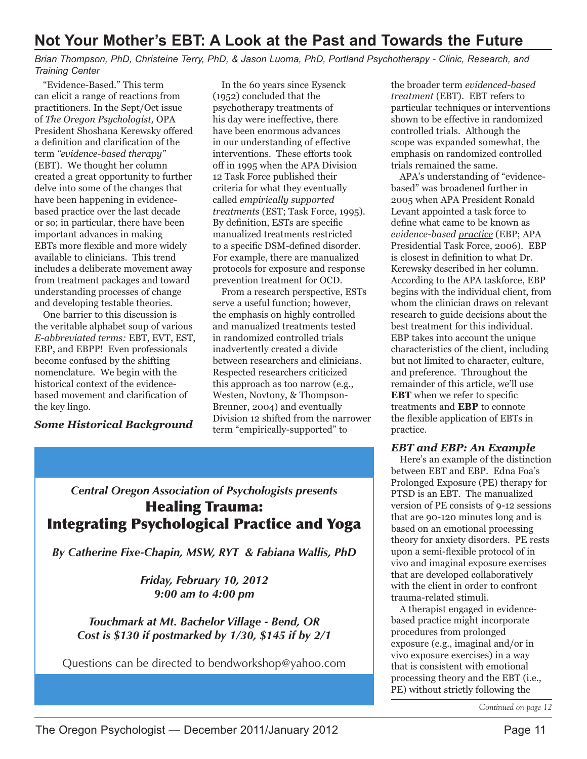# Not Your Mother's EBT: A Look at the Past and Towards the Future

*Brian Thompson, PhD, Christeine Terry, PhD, & Jason Luoma, PhD, Portland Psychotherapy - Clinic, Research, and Training Center*

"Evidence-Based." This term can elicit a range of reactions from practitioners. In the Sept/Oct issue of *The Oregon Psychologist,* OPA President Shoshana Kerewsky offered a definition and clarification of the term *"evidence-based therapy"* (EBT). We thought her column created a great opportunity to further delve into some of the changes that have been happening in evidence-based practice over the last decade or so; in particular, there have been important advances in making EBTs more flexible and more widely available to clinicians. This trend includes a deliberate movement away from treatment packages and toward understanding processes of change and developing testable theories.

One barrier to this discussion is the veritable alphabet soup of various *E-abbreviated terms:* EBT, EVT, EST, EBP, and EBPP! Even professionals become confused by the shifting nomenclature. We begin with the historical context of the evidence-based movement and clarification of the key lingo.

### *Some Historical Background*

In the 60 years since Eysenck (1952) concluded that the psychotherapy treatments of his day were ineffective, there have been enormous advances in our understanding of effective interventions. These efforts took off in 1995 when the APA Division 12 Task Force published their criteria for what they eventually called *empirically supported treatments* (EST; Task Force, 1995). By definition, ESTs are specific manualized treatments restricted to a specific DSM-defined disorder. For example, there are manualized protocols for exposure and response prevention treatment for OCD.

From a research perspective, ESTs serve a useful function; however, the emphasis on highly controlled and manualized treatments tested in randomized controlled trials inadvertently created a divide between researchers and clinicians. Respected researchers criticized this approach as too narrow (e.g., Westen, Novtony, & Thompson-Brenner, 2004) and eventually Division 12 shifted from the narrower term "empirically-supported" to the broader term *evidenced-based treatment* (EBT). EBT refers to particular techniques or interventions shown to be effective in randomized controlled trials. Although the scope was expanded somewhat, the emphasis on randomized controlled trials remained the same.

APA's understanding of "evidence-based" was broadened further in 2005 when APA President Ronald Levant appointed a task force to define what came to be known as *evidence-based practice* (EBP; APA Presidential Task Force, 2006). EBP is closest in definition to what Dr. Kerewsky described in her column. According to the APA taskforce, EBP begins with the individual client, from whom the clinician draws on relevant research to guide decisions about the best treatment for this individual. EBP takes into account the unique characteristics of the client, including but not limited to character, culture, and preference. Throughout the remainder of this article, we'll use **EBT** when we refer to specific treatments and **EBP** to connote the flexible application of EBTs in practice.

### *EBT and EBP: An Example*

Here's an example of the distinction between EBT and EBP. Edna Foa's Prolonged Exposure (PE) therapy for PTSD is an EBT. The manualized version of PE consists of 9-12 sessions that are 90-120 minutes long and is based on an emotional processing theory for anxiety disorders. PE rests upon a semi-flexible protocol of in vivo and imaginal exposure exercises that are developed collaboratively with the client in order to confront trauma-related stimuli.

A therapist engaged in evidence-based practice might incorporate procedures from prolonged exposure (e.g., imaginal and/or in vivo exposure exercises) in a way that is consistent with emotional processing theory and the EBT (i.e., PE) without strictly following the

*Continued on page 12*

---

***Central Oregon Association of Psychologists presents***

## Healing Trauma: Integrating Psychological Practice and Yoga

***By Catherine Fixe-Chapin, MSW, RYT & Fabiana Wallis, PhD***

***Friday, February 10, 2012***
***9:00 am to 4:00 pm***

***Touchmark at Mt. Bachelor Village - Bend, OR***
***Cost is $130 if postmarked by 1/30, $145 if by 2/1***

Questions can be directed to bendworkshop@yahoo.com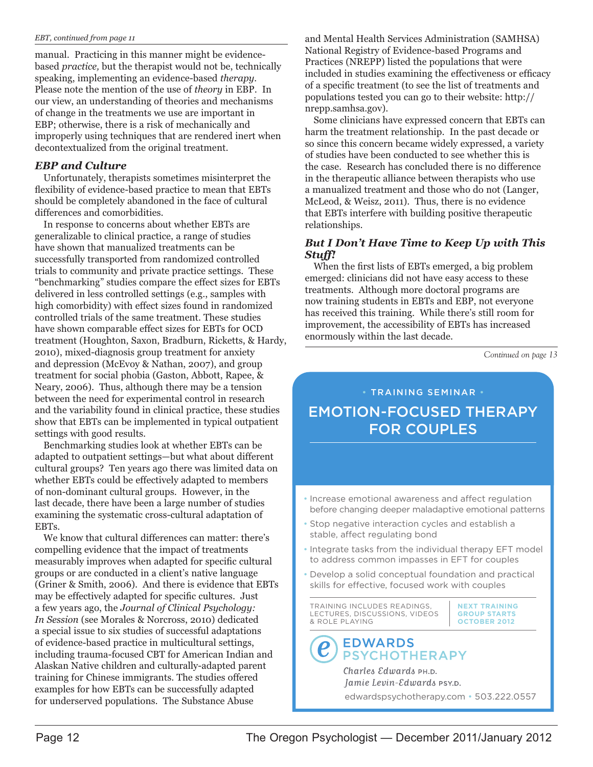*EBT, continued from page 11*

manual. Practicing in this manner might be evidence-based *practice,* but the therapist would not be, technically speaking, implementing an evidence-based *therapy*. Please note the mention of the use of *theory* in EBP. In our view, an understanding of theories and mechanisms of change in the treatments we use are important in EBP; otherwise, there is a risk of mechanically and improperly using techniques that are rendered inert when decontextualized from the original treatment.

### *EBP and Culture*

Unfortunately, therapists sometimes misinterpret the flexibility of evidence-based practice to mean that EBTs should be completely abandoned in the face of cultural differences and comorbidities.

In response to concerns about whether EBTs are generalizable to clinical practice, a range of studies have shown that manualized treatments can be successfully transported from randomized controlled trials to community and private practice settings. These "benchmarking" studies compare the effect sizes for EBTs delivered in less controlled settings (e.g., samples with high comorbidity) with effect sizes found in randomized controlled trials of the same treatment. These studies have shown comparable effect sizes for EBTs for OCD treatment (Houghton, Saxon, Bradburn, Ricketts, & Hardy, 2010), mixed-diagnosis group treatment for anxiety and depression (McEvoy & Nathan, 2007), and group treatment for social phobia (Gaston, Abbott, Rapee, & Neary, 2006). Thus, although there may be a tension between the need for experimental control in research and the variability found in clinical practice, these studies show that EBTs can be implemented in typical outpatient settings with good results.

Benchmarking studies look at whether EBTs can be adapted to outpatient settings—but what about different cultural groups? Ten years ago there was limited data on whether EBTs could be effectively adapted to members of non-dominant cultural groups. However, in the last decade, there have been a large number of studies examining the systematic cross-cultural adaptation of EBTs.

We know that cultural differences can matter: there's compelling evidence that the impact of treatments measurably improves when adapted for specific cultural groups or are conducted in a client's native language (Griner & Smith, 2006). And there is evidence that EBTs may be effectively adapted for specific cultures. Just a few years ago, the *Journal of Clinical Psychology: In Session* (see Morales & Norcross, 2010) dedicated a special issue to six studies of successful adaptations of evidence-based practice in multicultural settings, including trauma-focused CBT for American Indian and Alaskan Native children and culturally-adapted parent training for Chinese immigrants. The studies offered examples for how EBTs can be successfully adapted for underserved populations. The Substance Abuse and Mental Health Services Administration (SAMHSA) National Registry of Evidence-based Programs and Practices (NREPP) listed the populations that were included in studies examining the effectiveness or efficacy of a specific treatment (to see the list of treatments and populations tested you can go to their website: http://nrepp.samhsa.gov).

Some clinicians have expressed concern that EBTs can harm the treatment relationship. In the past decade or so since this concern became widely expressed, a variety of studies have been conducted to see whether this is the case. Research has concluded there is no difference in the therapeutic alliance between therapists who use a manualized treatment and those who do not (Langer, McLeod, & Weisz, 2011). Thus, there is no evidence that EBTs interfere with building positive therapeutic relationships.

### *But I Don't Have Time to Keep Up with This Stuff!*

When the first lists of EBTs emerged, a big problem emerged: clinicians did not have easy access to these treatments. Although more doctoral programs are now training students in EBTs and EBP, not everyone has received this training. While there's still room for improvement, the accessibility of EBTs has increased enormously within the last decade.

*Continued on page 13*

---

• TRAINING SEMINAR •

## EMOTION-FOCUSED THERAPY FOR COUPLES

- Increase emotional awareness and affect regulation before changing deeper maladaptive emotional patterns
- Stop negative interaction cycles and establish a stable, affect regulating bond
- Integrate tasks from the individual therapy EFT model to address common impasses in EFT for couples
- Develop a solid conceptual foundation and practical skills for effective, focused work with couples

TRAINING INCLUDES READINGS, LECTURES, DISCUSSIONS, VIDEOS & ROLE PLAYING

**NEXT TRAINING GROUP STARTS OCTOBER 2012**

EDWARDS PSYCHOTHERAPY

Charles Edwards PH.D.
Jamie Levin-Edwards PSY.D.

edwardspsychotherapy.com • 503.222.0557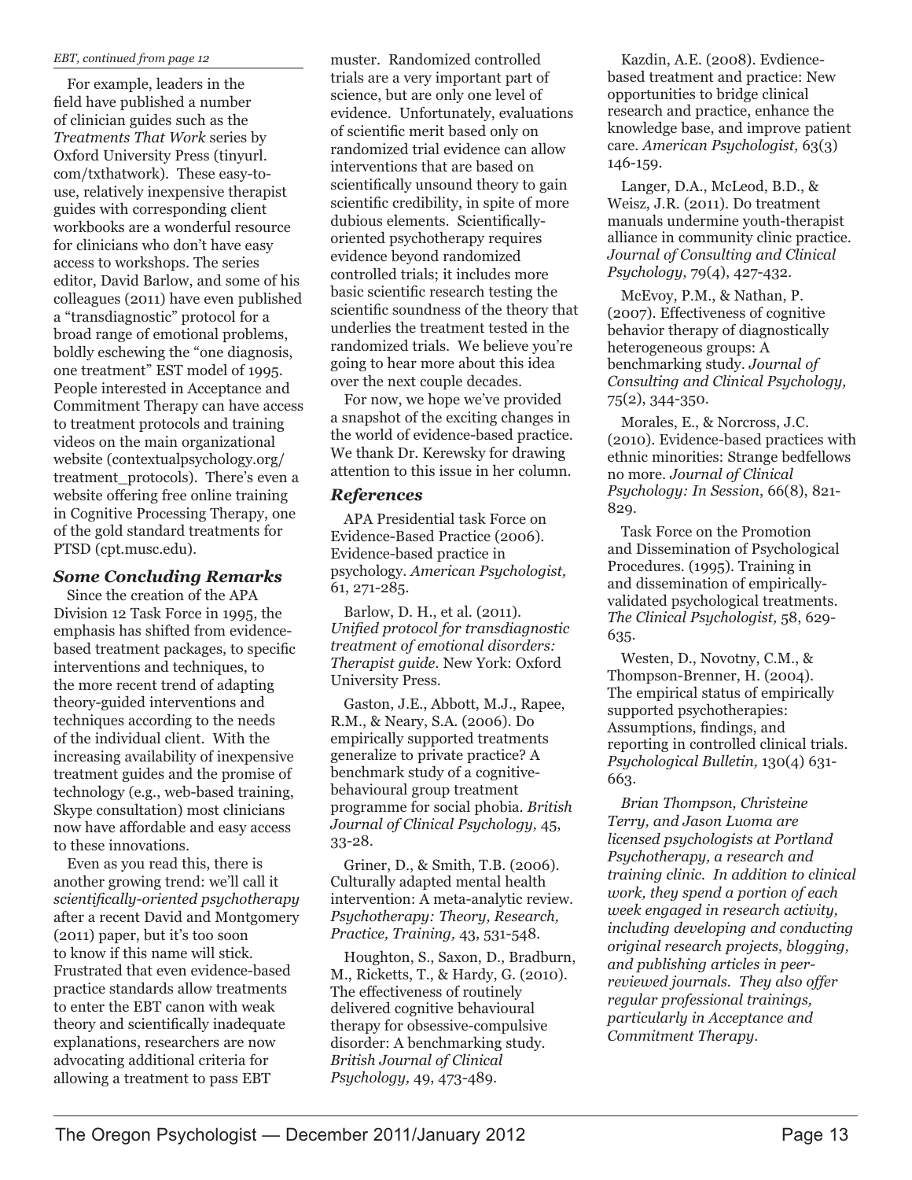*EBT, continued from page 12*

For example, leaders in the field have published a number of clinician guides such as the *Treatments That Work* series by Oxford University Press (tinyurl.com/txthatwork). These easy-to-use, relatively inexpensive therapist guides with corresponding client workbooks are a wonderful resource for clinicians who don't have easy access to workshops. The series editor, David Barlow, and some of his colleagues (2011) have even published a "transdiagnostic" protocol for a broad range of emotional problems, boldly eschewing the "one diagnosis, one treatment" EST model of 1995. People interested in Acceptance and Commitment Therapy can have access to treatment protocols and training videos on the main organizational website (contextualpsychology.org/treatment_protocols). There's even a website offering free online training in Cognitive Processing Therapy, one of the gold standard treatments for PTSD (cpt.musc.edu).

### *Some Concluding Remarks*

Since the creation of the APA Division 12 Task Force in 1995, the emphasis has shifted from evidence-based treatment packages, to specific interventions and techniques, to the more recent trend of adapting theory-guided interventions and techniques according to the needs of the individual client. With the increasing availability of inexpensive treatment guides and the promise of technology (e.g., web-based training, Skype consultation) most clinicians now have affordable and easy access to these innovations.

Even as you read this, there is another growing trend: we'll call it *scientifically-oriented psychotherapy* after a recent David and Montgomery (2011) paper, but it's too soon to know if this name will stick. Frustrated that even evidence-based practice standards allow treatments to enter the EBT canon with weak theory and scientifically inadequate explanations, researchers are now advocating additional criteria for allowing a treatment to pass EBT muster. Randomized controlled trials are a very important part of science, but are only one level of evidence. Unfortunately, evaluations of scientific merit based only on randomized trial evidence can allow interventions that are based on scientifically unsound theory to gain scientific credibility, in spite of more dubious elements. Scientifically-oriented psychotherapy requires evidence beyond randomized controlled trials; it includes more basic scientific research testing the scientific soundness of the theory that underlies the treatment tested in the randomized trials. We believe you're going to hear more about this idea over the next couple decades.

For now, we hope we've provided a snapshot of the exciting changes in the world of evidence-based practice. We thank Dr. Kerewsky for drawing attention to this issue in her column.

### *References*

APA Presidential task Force on Evidence-Based Practice (2006). Evidence-based practice in psychology. *American Psychologist,* 61, 271-285.

Barlow, D. H., et al. (2011). *Unified protocol for transdiagnostic treatment of emotional disorders: Therapist guide*. New York: Oxford University Press.

Gaston, J.E., Abbott, M.J., Rapee, R.M., & Neary, S.A. (2006). Do empirically supported treatments generalize to private practice? A benchmark study of a cognitive-behavioural group treatment programme for social phobia. *British Journal of Clinical Psychology,* 45, 33-28.

Griner, D., & Smith, T.B. (2006). Culturally adapted mental health intervention: A meta-analytic review. *Psychotherapy: Theory, Research, Practice, Training,* 43, 531-548.

Houghton, S., Saxon, D., Bradburn, M., Ricketts, T., & Hardy, G. (2010). The effectiveness of routinely delivered cognitive behavioural therapy for obsessive-compulsive disorder: A benchmarking study. *British Journal of Clinical Psychology,* 49, 473-489.

Kazdin, A.E. (2008). Evdience-based treatment and practice: New opportunities to bridge clinical research and practice, enhance the knowledge base, and improve patient care. *American Psychologist,* 63(3) 146-159.

Langer, D.A., McLeod, B.D., & Weisz, J.R. (2011). Do treatment manuals undermine youth-therapist alliance in community clinic practice. *Journal of Consulting and Clinical Psychology,* 79(4), 427-432.

McEvoy, P.M., & Nathan, P. (2007). Effectiveness of cognitive behavior therapy of diagnostically heterogeneous groups: A benchmarking study. *Journal of Consulting and Clinical Psychology,* 75(2), 344-350.

Morales, E., & Norcross, J.C. (2010). Evidence-based practices with ethnic minorities: Strange bedfellows no more. *Journal of Clinical Psychology: In Session*, 66(8), 821-829.

Task Force on the Promotion and Dissemination of Psychological Procedures. (1995). Training in and dissemination of empirically-validated psychological treatments. *The Clinical Psychologist,* 58, 629-635.

Westen, D., Novotny, C.M., & Thompson-Brenner, H. (2004). The empirical status of empirically supported psychotherapies: Assumptions, findings, and reporting in controlled clinical trials. *Psychological Bulletin,* 130(4) 631-663.

*Brian Thompson, Christeine Terry, and Jason Luoma are licensed psychologists at Portland Psychotherapy, a research and training clinic. In addition to clinical work, they spend a portion of each week engaged in research activity, including developing and conducting original research projects, blogging, and publishing articles in peer-reviewed journals. They also offer regular professional trainings, particularly in Acceptance and Commitment Therapy.*